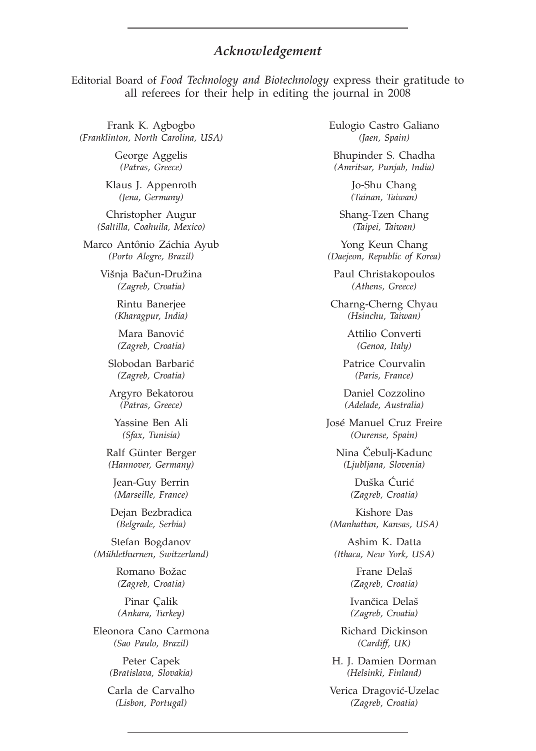## *Acknowledgement*

Editorial Board of *Food Technology and Biotechnology* express their gratitude to all referees for their help in editing the journal in 2008

Frank K. Agbogbo
*(Franklinton, North Carolina, USA)*

George Aggelis
*(Patras, Greece)*

Klaus J. Appenroth
*(Jena, Germany)*

Christopher Augur
*(Saltilla, Coahuila, Mexico)*

Marco Antônio Záchia Ayub
*(Porto Alegre, Brazil)*

Višnja Bačun-Družina
*(Zagreb, Croatia)*

Rintu Banerjee
*(Kharagpur, India)*

Mara Banović
*(Zagreb, Croatia)*

Slobodan Barbarić
*(Zagreb, Croatia)*

Argyro Bekatorou
*(Patras, Greece)*

Yassine Ben Ali
*(Sfax, Tunisia)*

Ralf Günter Berger
*(Hannover, Germany)*

Jean-Guy Berrin
*(Marseille, France)*

Dejan Bezbradica
*(Belgrade, Serbia)*

Stefan Bogdanov
*(Mühlethurnen, Switzerland)*

Romano Božac
*(Zagreb, Croatia)*

Pinar Çalik
*(Ankara, Turkey)*

Eleonora Cano Carmona
*(Sao Paulo, Brazil)*

Peter Capek
*(Bratislava, Slovakia)*

Carla de Carvalho
*(Lisbon, Portugal)*

Eulogio Castro Galiano
*(Jaen, Spain)*

Bhupinder S. Chadha
*(Amritsar, Punjab, India)*

Jo-Shu Chang
*(Tainan, Taiwan)*

Shang-Tzen Chang
*(Taipei, Taiwan)*

Yong Keun Chang
*(Daejeon, Republic of Korea)*

Paul Christakopoulos
*(Athens, Greece)*

Charng-Cherng Chyau
*(Hsinchu, Taiwan)*

Attilio Converti
*(Genoa, Italy)*

Patrice Courvalin
*(Paris, France)*

Daniel Cozzolino
*(Adelade, Australia)*

José Manuel Cruz Freire
*(Ourense, Spain)*

Nina Čebulj-Kadunc
*(Ljubljana, Slovenia)*

Duška Ćurić
*(Zagreb, Croatia)*

Kishore Das
*(Manhattan, Kansas, USA)*

Ashim K. Datta
*(Ithaca, New York, USA)*

Frane Delaš
*(Zagreb, Croatia)*

Ivančica Delaš
*(Zagreb, Croatia)*

Richard Dickinson
*(Cardiff, UK)*

H. J. Damien Dorman
*(Helsinki, Finland)*

Verica Dragović-Uzelac
*(Zagreb, Croatia)*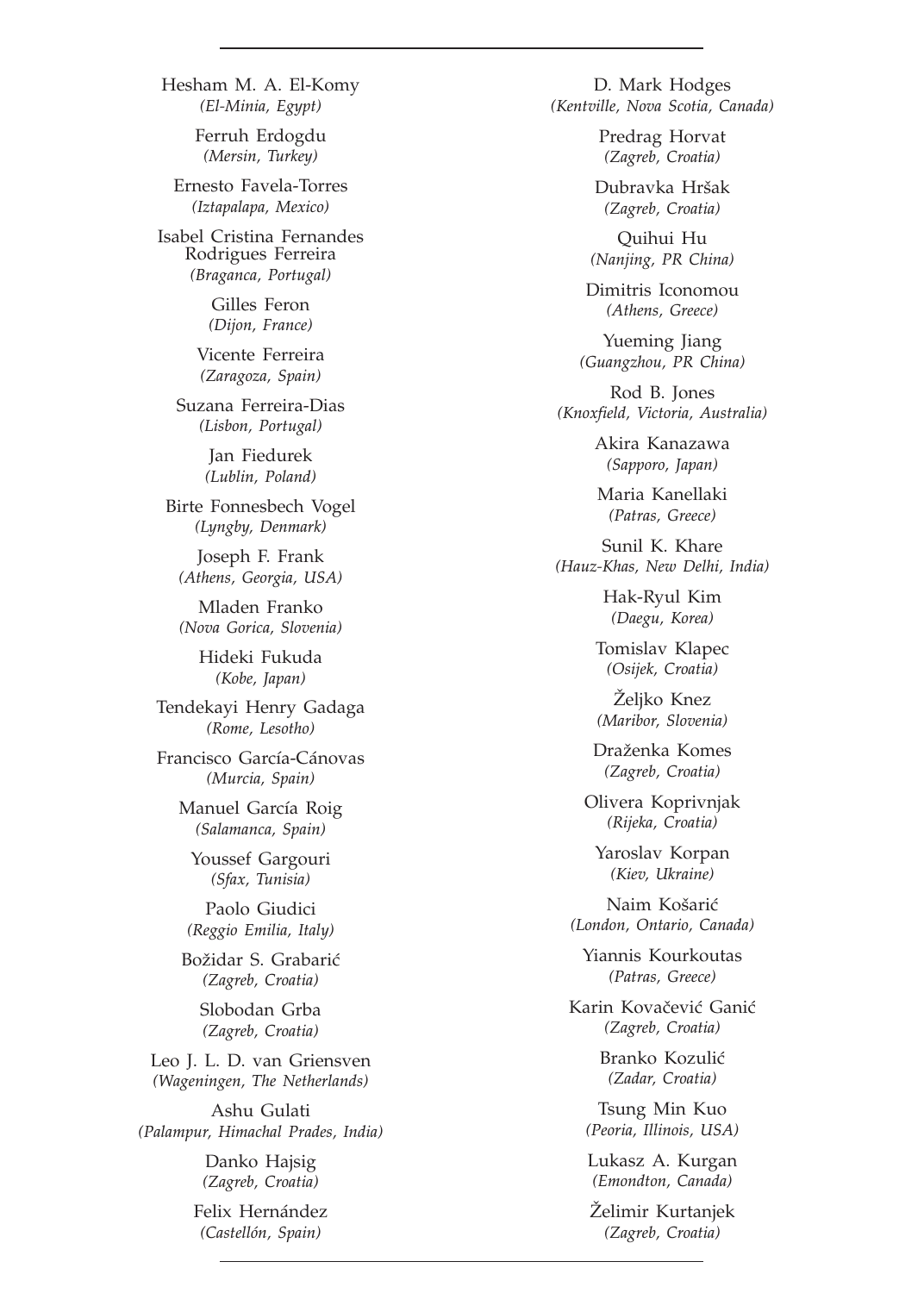Hesham M. A. El-Komy
*(El-Minia, Egypt)*

Ferruh Erdogdu
*(Mersin, Turkey)*

Ernesto Favela-Torres
*(Iztapalapa, Mexico)*

Isabel Cristina Fernandes Rodrigues Ferreira
*(Braganca, Portugal)*

Gilles Feron
*(Dijon, France)*

Vicente Ferreira
*(Zaragoza, Spain)*

Suzana Ferreira-Dias
*(Lisbon, Portugal)*

Jan Fiedurek
*(Lublin, Poland)*

Birte Fonnesbech Vogel
*(Lyngby, Denmark)*

Joseph F. Frank
*(Athens, Georgia, USA)*

Mladen Franko
*(Nova Gorica, Slovenia)*

Hideki Fukuda
*(Kobe, Japan)*

Tendekayi Henry Gadaga
*(Rome, Lesotho)*

Francisco García-Cánovas
*(Murcia, Spain)*

Manuel García Roig
*(Salamanca, Spain)*

Youssef Gargouri
*(Sfax, Tunisia)*

Paolo Giudici
*(Reggio Emilia, Italy)*

Božidar S. Grabarić
*(Zagreb, Croatia)*

Slobodan Grba
*(Zagreb, Croatia)*

Leo J. L. D. van Griensven
*(Wageningen, The Netherlands)*

Ashu Gulati
*(Palampur, Himachal Prades, India)*

Danko Hajsig
*(Zagreb, Croatia)*

Felix Hernández
*(Castellón, Spain)*

D. Mark Hodges
*(Kentville, Nova Scotia, Canada)*

Predrag Horvat
*(Zagreb, Croatia)*

Dubravka Hršak
*(Zagreb, Croatia)*

Quihui Hu
*(Nanjing, PR China)*

Dimitris Iconomou
*(Athens, Greece)*

Yueming Jiang
*(Guangzhou, PR China)*

Rod B. Jones
*(Knoxfield, Victoria, Australia)*

Akira Kanazawa
*(Sapporo, Japan)*

Maria Kanellaki
*(Patras, Greece)*

Sunil K. Khare
*(Hauz-Khas, New Delhi, India)*

Hak-Ryul Kim
*(Daegu, Korea)*

Tomislav Klapec
*(Osijek, Croatia)*

Željko Knez
*(Maribor, Slovenia)*

Draženka Komes
*(Zagreb, Croatia)*

Olivera Koprivnjak
*(Rijeka, Croatia)*

Yaroslav Korpan
*(Kiev, Ukraine)*

Naim Košarić
*(London, Ontario, Canada)*

Yiannis Kourkoutas
*(Patras, Greece)*

Karin Kovačević Ganić
*(Zagreb, Croatia)*

Branko Kozulić
*(Zadar, Croatia)*

Tsung Min Kuo
*(Peoria, Illinois, USA)*

Lukasz A. Kurgan
*(Emondton, Canada)*

Želimir Kurtanjek
*(Zagreb, Croatia)*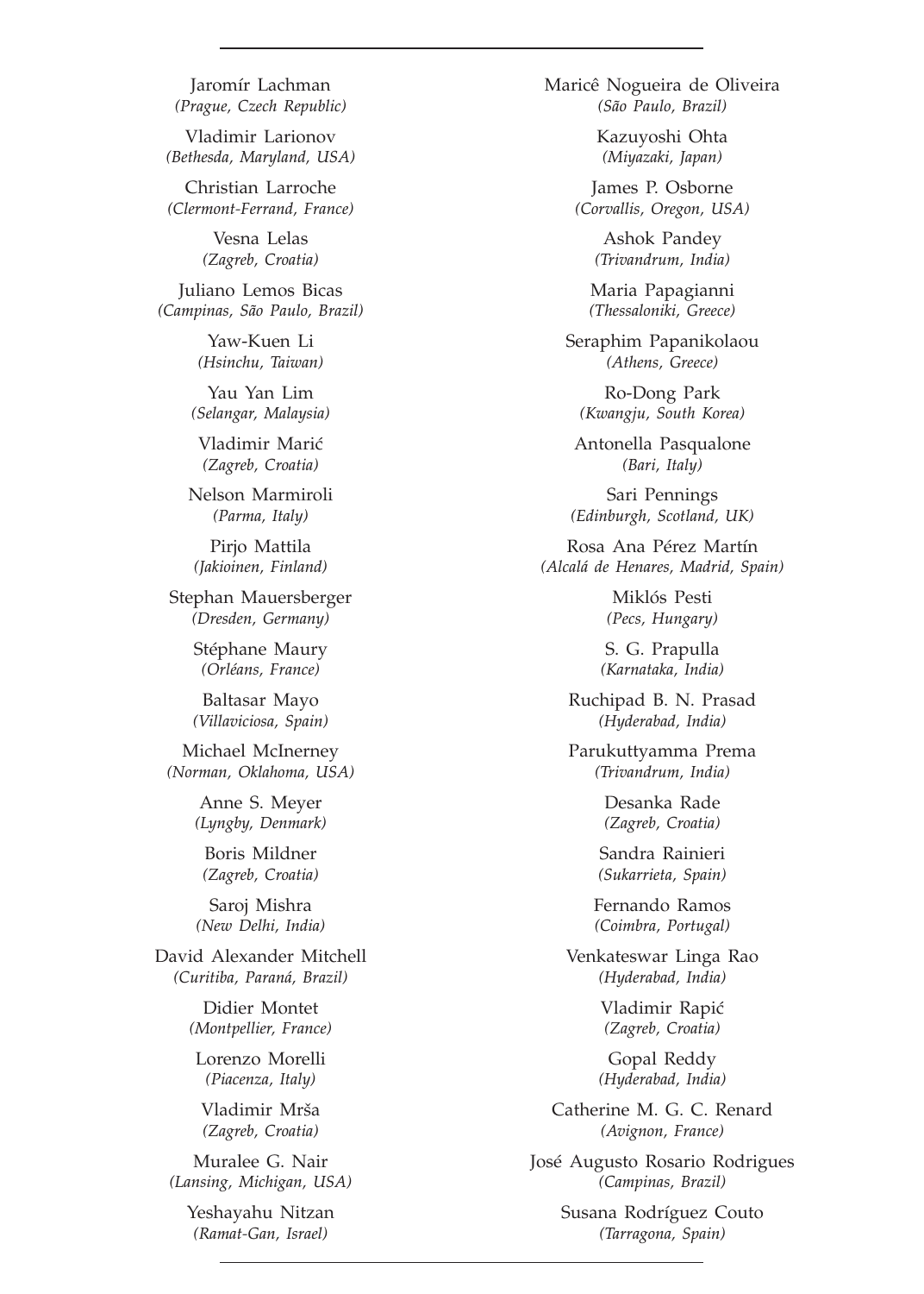Jaromír Lachman
*(Prague, Czech Republic)*

Vladimir Larionov
*(Bethesda, Maryland, USA)*

Christian Larroche
*(Clermont-Ferrand, France)*

Vesna Lelas
*(Zagreb, Croatia)*

Juliano Lemos Bicas
*(Campinas, São Paulo, Brazil)*

Yaw-Kuen Li
*(Hsinchu, Taiwan)*

Yau Yan Lim
*(Selangar, Malaysia)*

Vladimir Marić
*(Zagreb, Croatia)*

Nelson Marmiroli
*(Parma, Italy)*

Pirjo Mattila
*(Jakioinen, Finland)*

Stephan Mauersberger
*(Dresden, Germany)*

Stéphane Maury
*(Orléans, France)*

Baltasar Mayo
*(Villaviciosa, Spain)*

Michael McInerney
*(Norman, Oklahoma, USA)*

Anne S. Meyer
*(Lyngby, Denmark)*

Boris Mildner
*(Zagreb, Croatia)*

Saroj Mishra
*(New Delhi, India)*

David Alexander Mitchell
*(Curitiba, Paraná, Brazil)*

Didier Montet
*(Montpellier, France)*

Lorenzo Morelli
*(Piacenza, Italy)*

Vladimir Mrša
*(Zagreb, Croatia)*

Muralee G. Nair
*(Lansing, Michigan, USA)*

Yeshayahu Nitzan
*(Ramat-Gan, Israel)*

Maricê Nogueira de Oliveira
*(São Paulo, Brazil)*

Kazuyoshi Ohta
*(Miyazaki, Japan)*

James P. Osborne
*(Corvallis, Oregon, USA)*

Ashok Pandey
*(Trivandrum, India)*

Maria Papagianni
*(Thessaloniki, Greece)*

Seraphim Papanikolaou
*(Athens, Greece)*

Ro-Dong Park
*(Kwangju, South Korea)*

Antonella Pasqualone
*(Bari, Italy)*

Sari Pennings
*(Edinburgh, Scotland, UK)*

Rosa Ana Pérez Martín
*(Alcalá de Henares, Madrid, Spain)*

Miklós Pesti
*(Pecs, Hungary)*

S. G. Prapulla
*(Karnataka, India)*

Ruchipad B. N. Prasad
*(Hyderabad, India)*

Parukuttyamma Prema
*(Trivandrum, India)*

Desanka Rade
*(Zagreb, Croatia)*

Sandra Rainieri
*(Sukarrieta, Spain)*

Fernando Ramos
*(Coimbra, Portugal)*

Venkateswar Linga Rao
*(Hyderabad, India)*

Vladimir Rapić
*(Zagreb, Croatia)*

Gopal Reddy
*(Hyderabad, India)*

Catherine M. G. C. Renard
*(Avignon, France)*

José Augusto Rosario Rodrigues
*(Campinas, Brazil)*

Susana Rodríguez Couto
*(Tarragona, Spain)*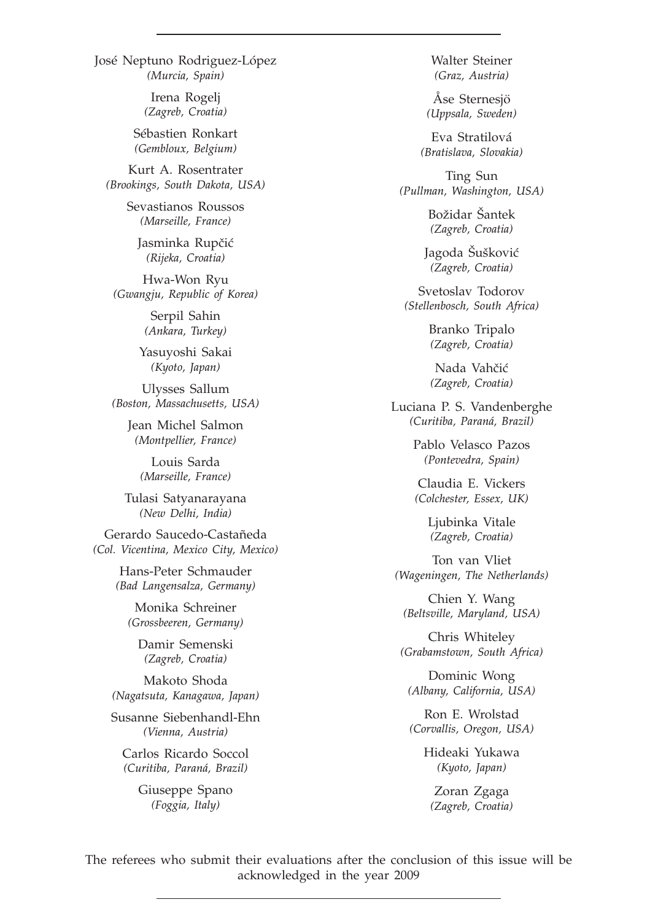José Neptuno Rodriguez-López
*(Murcia, Spain)*

Irena Rogelj
*(Zagreb, Croatia)*

Sébastien Ronkart
*(Gembloux, Belgium)*

Kurt A. Rosentrater
*(Brookings, South Dakota, USA)*

Sevastianos Roussos
*(Marseille, France)*

Jasminka Rupčić
*(Rijeka, Croatia)*

Hwa-Won Ryu
*(Gwangju, Republic of Korea)*

Serpil Sahin
*(Ankara, Turkey)*

Yasuyoshi Sakai
*(Kyoto, Japan)*

Ulysses Sallum
*(Boston, Massachusetts, USA)*

Jean Michel Salmon
*(Montpellier, France)*

Louis Sarda
*(Marseille, France)*

Tulasi Satyanarayana
*(New Delhi, India)*

Gerardo Saucedo-Castañeda
*(Col. Vicentina, Mexico City, Mexico)*

Hans-Peter Schmauder
*(Bad Langensalza, Germany)*

Monika Schreiner
*(Grossbeeren, Germany)*

Damir Semenski
*(Zagreb, Croatia)*

Makoto Shoda
*(Nagatsuta, Kanagawa, Japan)*

Susanne Siebenhandl-Ehn
*(Vienna, Austria)*

Carlos Ricardo Soccol
*(Curitiba, Paraná, Brazil)*

Giuseppe Spano
*(Foggia, Italy)*

Walter Steiner
*(Graz, Austria)*

Åse Sternesjö
*(Uppsala, Sweden)*

Eva Stratilová
*(Bratislava, Slovakia)*

Ting Sun
*(Pullman, Washington, USA)*

Božidar Šantek
*(Zagreb, Croatia)*

Jagoda Šušković
*(Zagreb, Croatia)*

Svetoslav Todorov
*(Stellenbosch, South Africa)*

Branko Tripalo
*(Zagreb, Croatia)*

Nada Vahčić
*(Zagreb, Croatia)*

Luciana P. S. Vandenberghe
*(Curitiba, Paraná, Brazil)*

Pablo Velasco Pazos
*(Pontevedra, Spain)*

Claudia E. Vickers
*(Colchester, Essex, UK)*

Ljubinka Vitale
*(Zagreb, Croatia)*

Ton van Vliet
*(Wageningen, The Netherlands)*

Chien Y. Wang
*(Beltsville, Maryland, USA)*

Chris Whiteley
*(Grabamstown, South Africa)*

Dominic Wong
*(Albany, California, USA)*

Ron E. Wrolstad
*(Corvallis, Oregon, USA)*

Hideaki Yukawa
*(Kyoto, Japan)*

Zoran Zgaga
*(Zagreb, Croatia)*

The referees who submit their evaluations after the conclusion of this issue will be acknowledged in the year 2009